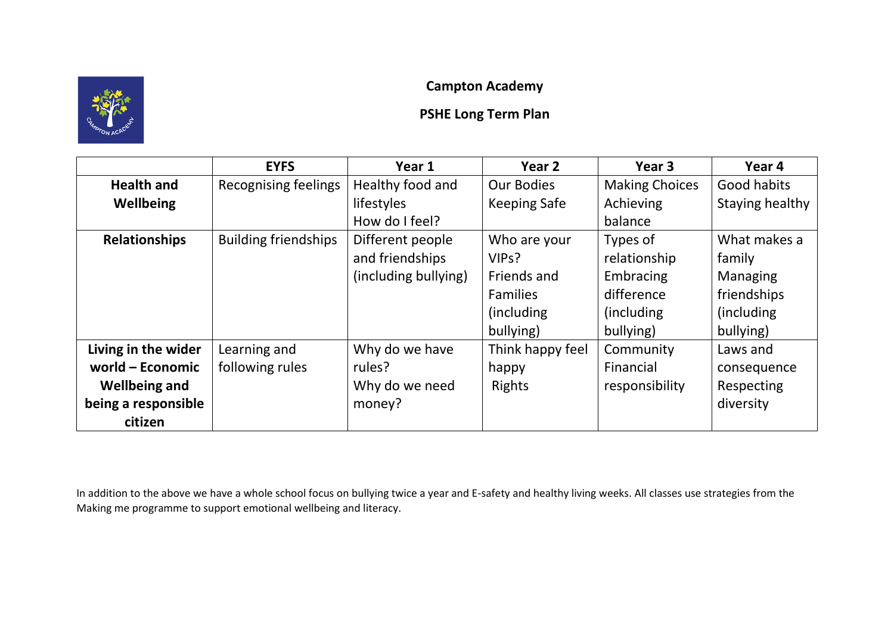**Campton Academy**

**PSHE Long Term Plan**

| | EYFS | Year 1 | Year 2 | Year 3 | Year 4 |
|---|---|---|---|---|---|
| **Health and Wellbeing** | Recognising feelings | Healthy food and lifestyles<br>How do I feel? | Our Bodies<br>Keeping Safe | Making Choices<br>Achieving balance | Good habits<br>Staying healthy |
| **Relationships** | Building friendships | Different people and friendships (including bullying) | Who are your VIPs?<br>Friends and Families (including bullying) | Types of relationship<br>Embracing difference (including bullying) | What makes a family<br>Managing friendships (including bullying) |
| **Living in the wider world – Economic Wellbeing and being a responsible citizen** | Learning and following rules | Why do we have rules?<br>Why do we need money? | Think happy feel happy<br>Rights | Community<br>Financial responsibility | Laws and consequence<br>Respecting diversity |

In addition to the above we have a whole school focus on bullying twice a year and E-safety and healthy living weeks. All classes use strategies from the Making me programme to support emotional wellbeing and literacy.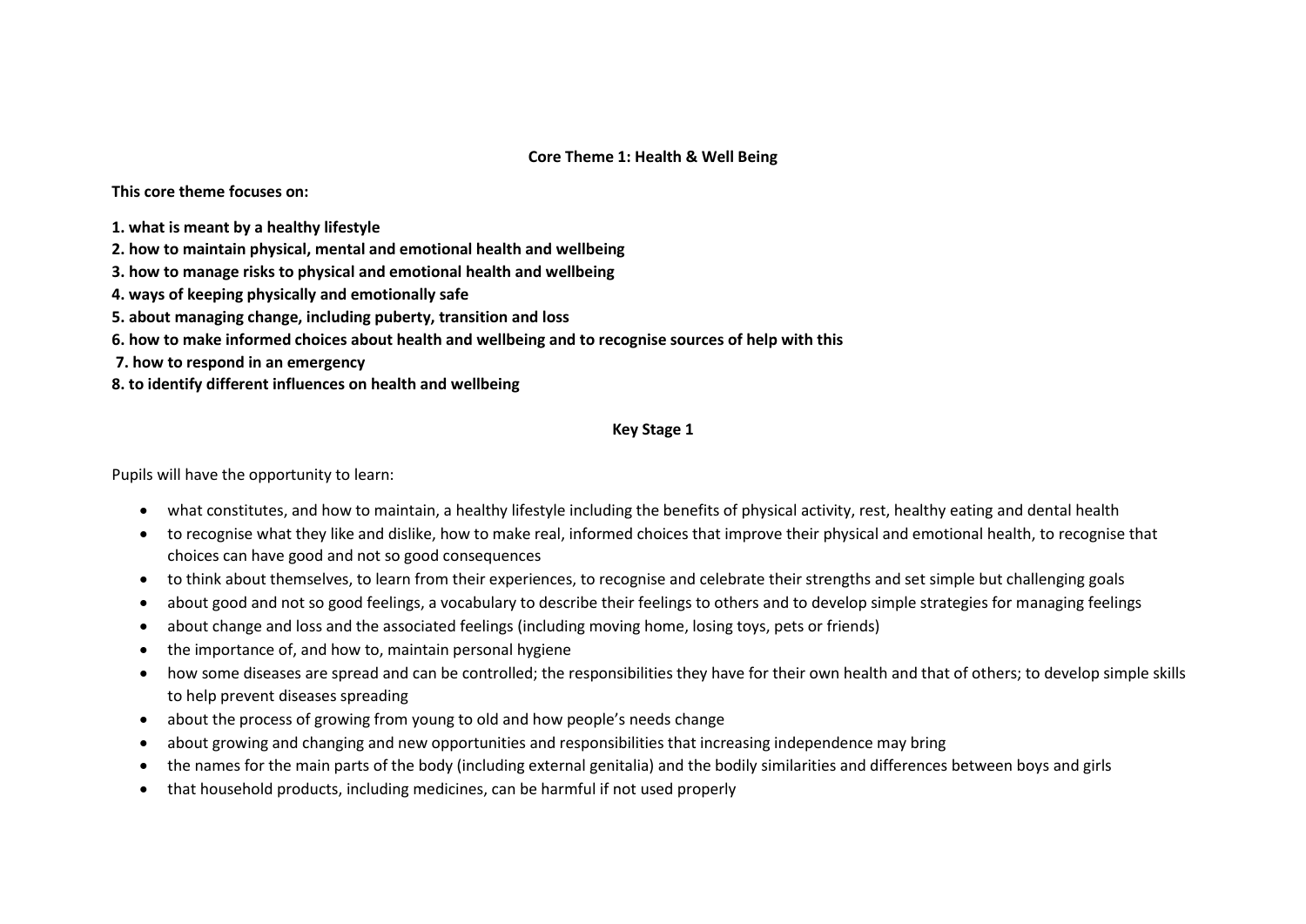## Core Theme 1: Health & Well Being

**This core theme focuses on:**

**1. what is meant by a healthy lifestyle**
**2. how to maintain physical, mental and emotional health and wellbeing**
**3. how to manage risks to physical and emotional health and wellbeing**
**4. ways of keeping physically and emotionally safe**
**5. about managing change, including puberty, transition and loss**
**6. how to make informed choices about health and wellbeing and to recognise sources of help with this**
**7. how to respond in an emergency**
**8. to identify different influences on health and wellbeing**

### Key Stage 1

Pupils will have the opportunity to learn:

- what constitutes, and how to maintain, a healthy lifestyle including the benefits of physical activity, rest, healthy eating and dental health
- to recognise what they like and dislike, how to make real, informed choices that improve their physical and emotional health, to recognise that choices can have good and not so good consequences
- to think about themselves, to learn from their experiences, to recognise and celebrate their strengths and set simple but challenging goals
- about good and not so good feelings, a vocabulary to describe their feelings to others and to develop simple strategies for managing feelings
- about change and loss and the associated feelings (including moving home, losing toys, pets or friends)
- the importance of, and how to, maintain personal hygiene
- how some diseases are spread and can be controlled; the responsibilities they have for their own health and that of others; to develop simple skills to help prevent diseases spreading
- about the process of growing from young to old and how people's needs change
- about growing and changing and new opportunities and responsibilities that increasing independence may bring
- the names for the main parts of the body (including external genitalia) and the bodily similarities and differences between boys and girls
- that household products, including medicines, can be harmful if not used properly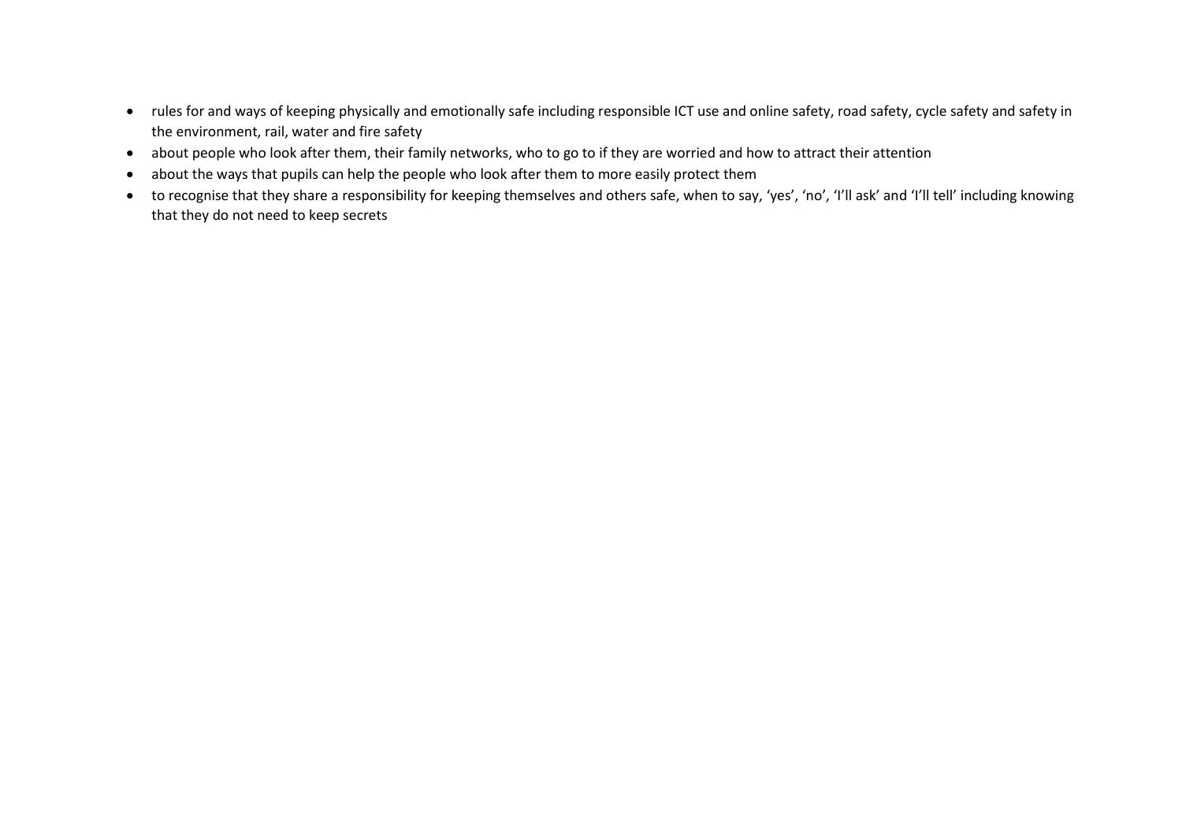- rules for and ways of keeping physically and emotionally safe including responsible ICT use and online safety, road safety, cycle safety and safety in the environment, rail, water and fire safety
- about people who look after them, their family networks, who to go to if they are worried and how to attract their attention
- about the ways that pupils can help the people who look after them to more easily protect them
- to recognise that they share a responsibility for keeping themselves and others safe, when to say, 'yes', 'no', 'I'll ask' and 'I'll tell' including knowing that they do not need to keep secrets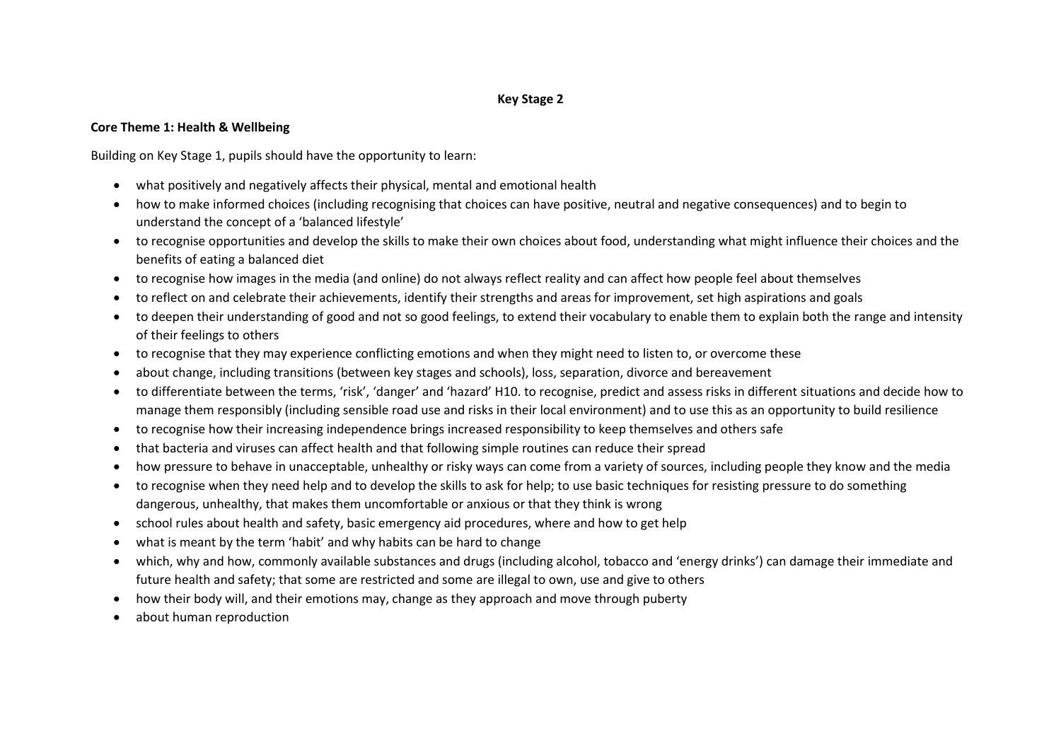# Key Stage 2

**Core Theme 1: Health & Wellbeing**

Building on Key Stage 1, pupils should have the opportunity to learn:

- what positively and negatively affects their physical, mental and emotional health
- how to make informed choices (including recognising that choices can have positive, neutral and negative consequences) and to begin to understand the concept of a 'balanced lifestyle'
- to recognise opportunities and develop the skills to make their own choices about food, understanding what might influence their choices and the benefits of eating a balanced diet
- to recognise how images in the media (and online) do not always reflect reality and can affect how people feel about themselves
- to reflect on and celebrate their achievements, identify their strengths and areas for improvement, set high aspirations and goals
- to deepen their understanding of good and not so good feelings, to extend their vocabulary to enable them to explain both the range and intensity of their feelings to others
- to recognise that they may experience conflicting emotions and when they might need to listen to, or overcome these
- about change, including transitions (between key stages and schools), loss, separation, divorce and bereavement
- to differentiate between the terms, 'risk', 'danger' and 'hazard' H10. to recognise, predict and assess risks in different situations and decide how to manage them responsibly (including sensible road use and risks in their local environment) and to use this as an opportunity to build resilience
- to recognise how their increasing independence brings increased responsibility to keep themselves and others safe
- that bacteria and viruses can affect health and that following simple routines can reduce their spread
- how pressure to behave in unacceptable, unhealthy or risky ways can come from a variety of sources, including people they know and the media
- to recognise when they need help and to develop the skills to ask for help; to use basic techniques for resisting pressure to do something dangerous, unhealthy, that makes them uncomfortable or anxious or that they think is wrong
- school rules about health and safety, basic emergency aid procedures, where and how to get help
- what is meant by the term 'habit' and why habits can be hard to change
- which, why and how, commonly available substances and drugs (including alcohol, tobacco and 'energy drinks') can damage their immediate and future health and safety; that some are restricted and some are illegal to own, use and give to others
- how their body will, and their emotions may, change as they approach and move through puberty
- about human reproduction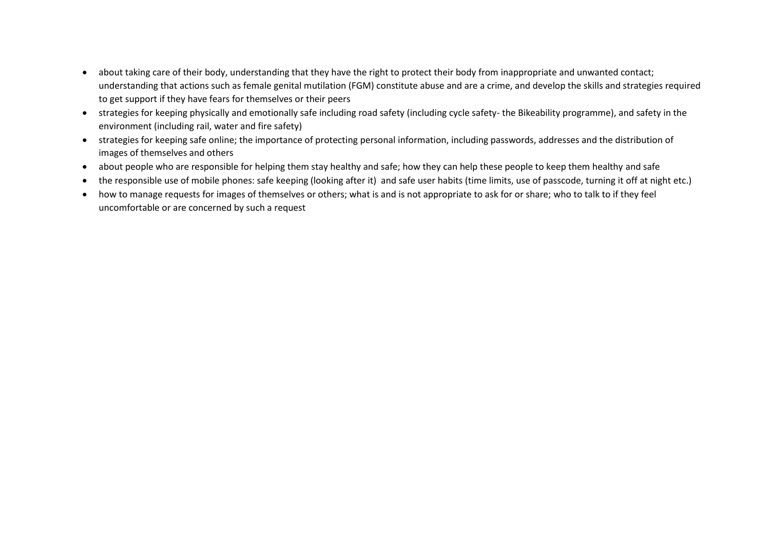- about taking care of their body, understanding that they have the right to protect their body from inappropriate and unwanted contact; understanding that actions such as female genital mutilation (FGM) constitute abuse and are a crime, and develop the skills and strategies required to get support if they have fears for themselves or their peers
- strategies for keeping physically and emotionally safe including road safety (including cycle safety- the Bikeability programme), and safety in the environment (including rail, water and fire safety)
- strategies for keeping safe online; the importance of protecting personal information, including passwords, addresses and the distribution of images of themselves and others
- about people who are responsible for helping them stay healthy and safe; how they can help these people to keep them healthy and safe
- the responsible use of mobile phones: safe keeping (looking after it) and safe user habits (time limits, use of passcode, turning it off at night etc.)
- how to manage requests for images of themselves or others; what is and is not appropriate to ask for or share; who to talk to if they feel uncomfortable or are concerned by such a request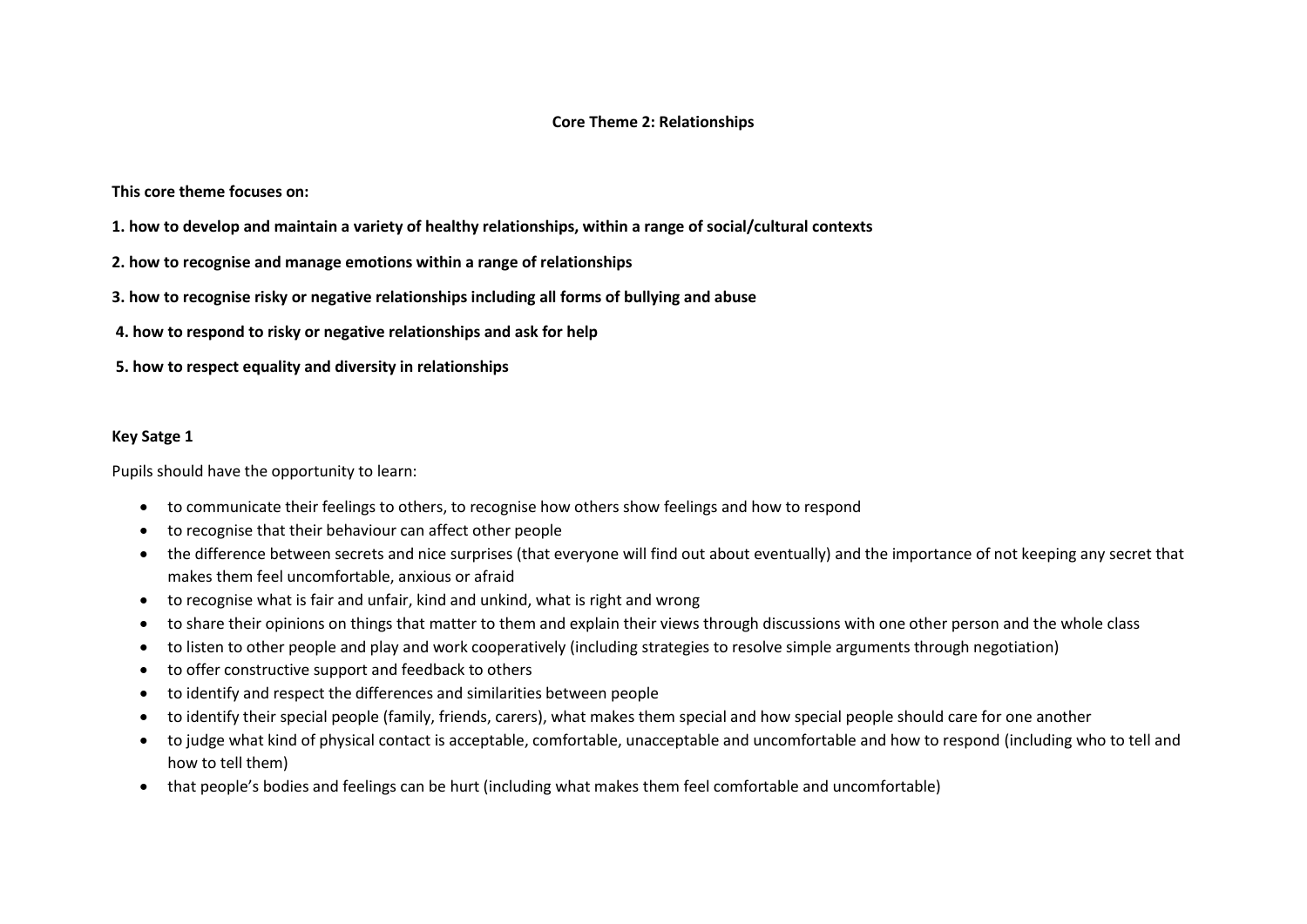## Core Theme 2: Relationships

**This core theme focuses on:**

**1. how to develop and maintain a variety of healthy relationships, within a range of social/cultural contexts**

**2. how to recognise and manage emotions within a range of relationships**

**3. how to recognise risky or negative relationships including all forms of bullying and abuse**

**4. how to respond to risky or negative relationships and ask for help**

**5. how to respect equality and diversity in relationships**

### Key Satge 1

Pupils should have the opportunity to learn:

- to communicate their feelings to others, to recognise how others show feelings and how to respond
- to recognise that their behaviour can affect other people
- the difference between secrets and nice surprises (that everyone will find out about eventually) and the importance of not keeping any secret that makes them feel uncomfortable, anxious or afraid
- to recognise what is fair and unfair, kind and unkind, what is right and wrong
- to share their opinions on things that matter to them and explain their views through discussions with one other person and the whole class
- to listen to other people and play and work cooperatively (including strategies to resolve simple arguments through negotiation)
- to offer constructive support and feedback to others
- to identify and respect the differences and similarities between people
- to identify their special people (family, friends, carers), what makes them special and how special people should care for one another
- to judge what kind of physical contact is acceptable, comfortable, unacceptable and uncomfortable and how to respond (including who to tell and how to tell them)
- that people's bodies and feelings can be hurt (including what makes them feel comfortable and uncomfortable)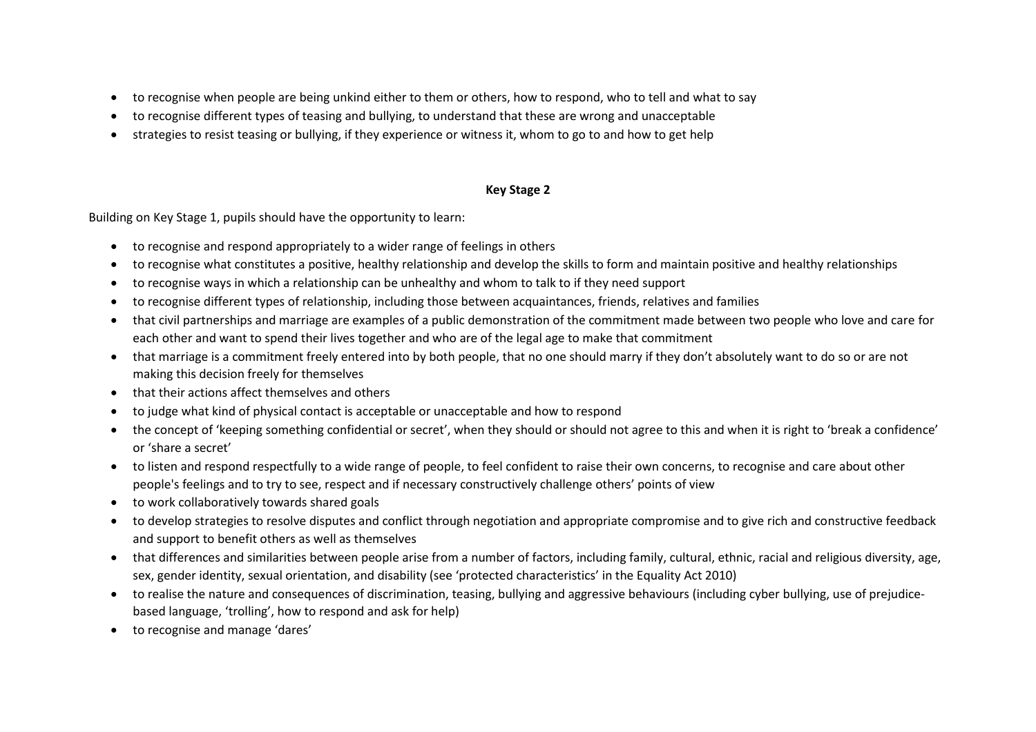- to recognise when people are being unkind either to them or others, how to respond, who to tell and what to say
- to recognise different types of teasing and bullying, to understand that these are wrong and unacceptable
- strategies to resist teasing or bullying, if they experience or witness it, whom to go to and how to get help

**Key Stage 2**

Building on Key Stage 1, pupils should have the opportunity to learn:

- to recognise and respond appropriately to a wider range of feelings in others
- to recognise what constitutes a positive, healthy relationship and develop the skills to form and maintain positive and healthy relationships
- to recognise ways in which a relationship can be unhealthy and whom to talk to if they need support
- to recognise different types of relationship, including those between acquaintances, friends, relatives and families
- that civil partnerships and marriage are examples of a public demonstration of the commitment made between two people who love and care for each other and want to spend their lives together and who are of the legal age to make that commitment
- that marriage is a commitment freely entered into by both people, that no one should marry if they don’t absolutely want to do so or are not making this decision freely for themselves
- that their actions affect themselves and others
- to judge what kind of physical contact is acceptable or unacceptable and how to respond
- the concept of ‘keeping something confidential or secret’, when they should or should not agree to this and when it is right to ‘break a confidence’ or ‘share a secret’
- to listen and respond respectfully to a wide range of people, to feel confident to raise their own concerns, to recognise and care about other people's feelings and to try to see, respect and if necessary constructively challenge others’ points of view
- to work collaboratively towards shared goals
- to develop strategies to resolve disputes and conflict through negotiation and appropriate compromise and to give rich and constructive feedback and support to benefit others as well as themselves
- that differences and similarities between people arise from a number of factors, including family, cultural, ethnic, racial and religious diversity, age, sex, gender identity, sexual orientation, and disability (see ‘protected characteristics’ in the Equality Act 2010)
- to realise the nature and consequences of discrimination, teasing, bullying and aggressive behaviours (including cyber bullying, use of prejudice-based language, ‘trolling’, how to respond and ask for help)
- to recognise and manage ‘dares’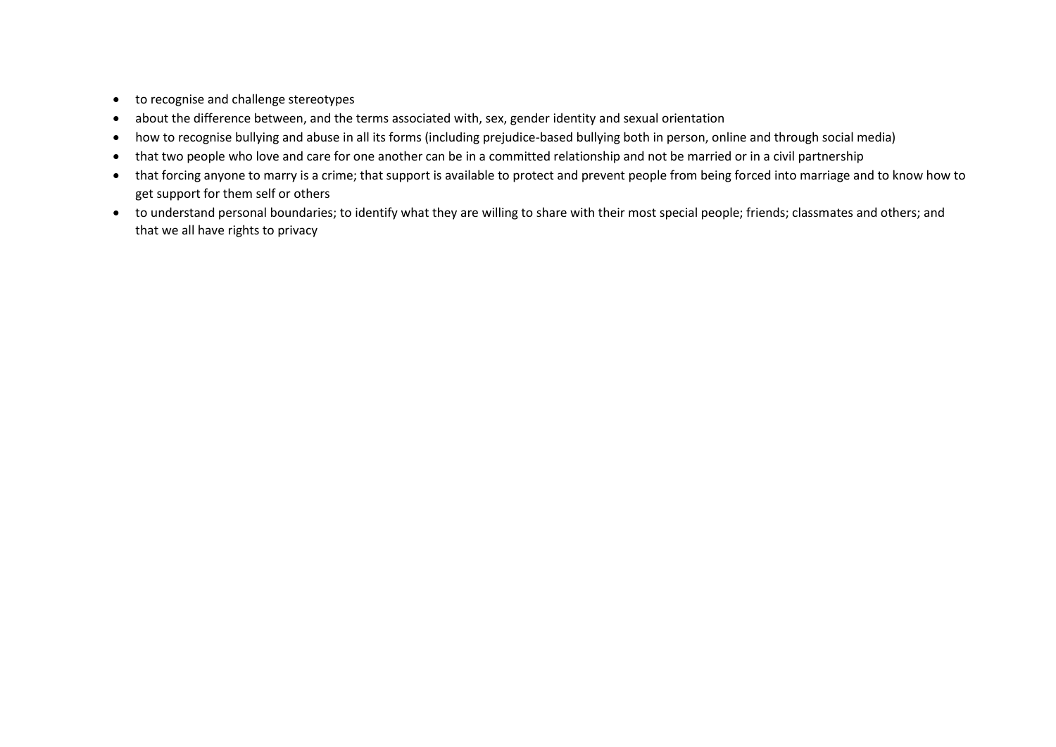- to recognise and challenge stereotypes
- about the difference between, and the terms associated with, sex, gender identity and sexual orientation
- how to recognise bullying and abuse in all its forms (including prejudice-based bullying both in person, online and through social media)
- that two people who love and care for one another can be in a committed relationship and not be married or in a civil partnership
- that forcing anyone to marry is a crime; that support is available to protect and prevent people from being forced into marriage and to know how to get support for them self or others
- to understand personal boundaries; to identify what they are willing to share with their most special people; friends; classmates and others; and that we all have rights to privacy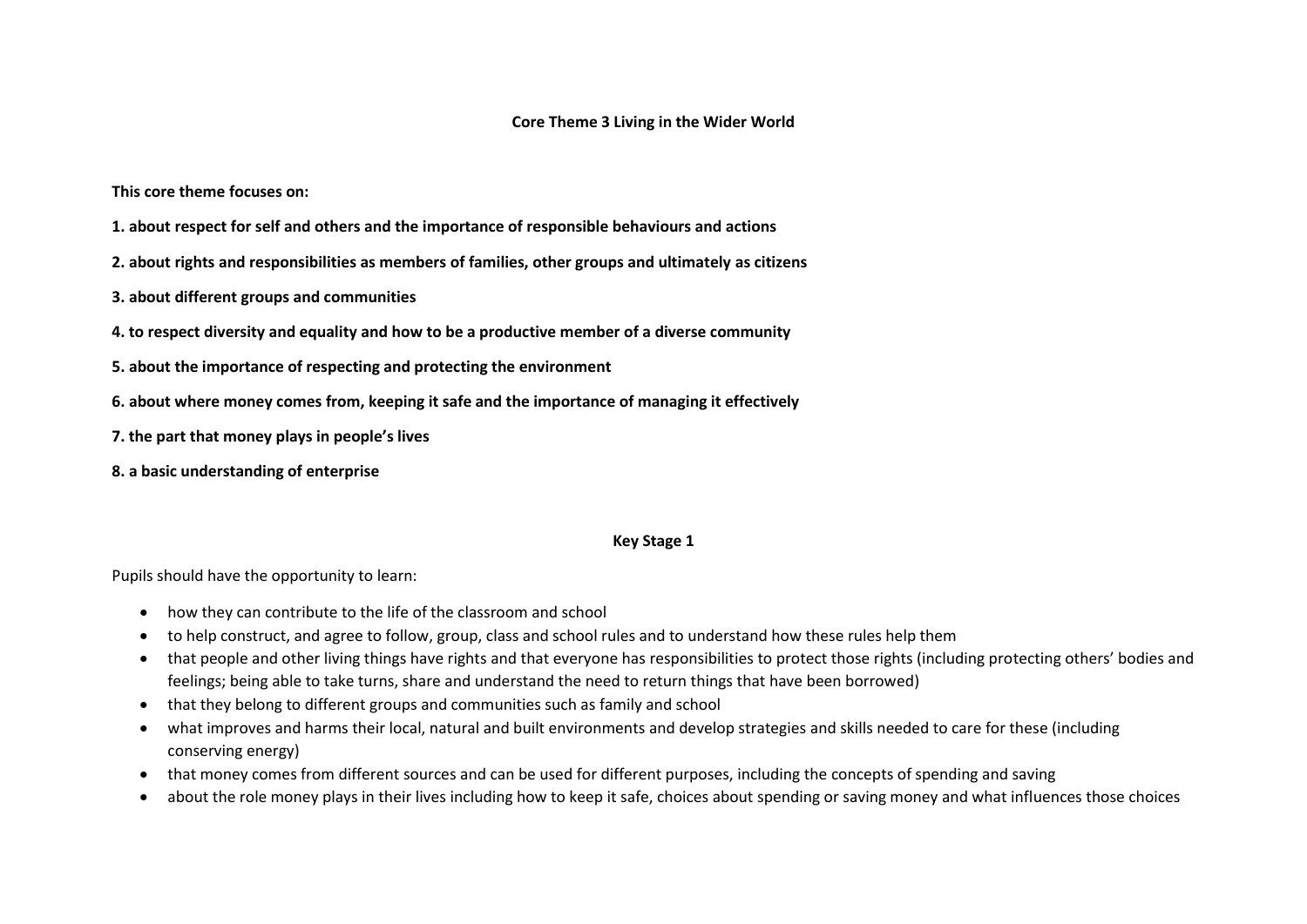## Core Theme 3 Living in the Wider World

**This core theme focuses on:**

**1. about respect for self and others and the importance of responsible behaviours and actions**

**2. about rights and responsibilities as members of families, other groups and ultimately as citizens**

**3. about different groups and communities**

**4. to respect diversity and equality and how to be a productive member of a diverse community**

**5. about the importance of respecting and protecting the environment**

**6. about where money comes from, keeping it safe and the importance of managing it effectively**

**7. the part that money plays in people's lives**

**8. a basic understanding of enterprise**

### Key Stage 1

Pupils should have the opportunity to learn:

- how they can contribute to the life of the classroom and school
- to help construct, and agree to follow, group, class and school rules and to understand how these rules help them
- that people and other living things have rights and that everyone has responsibilities to protect those rights (including protecting others' bodies and feelings; being able to take turns, share and understand the need to return things that have been borrowed)
- that they belong to different groups and communities such as family and school
- what improves and harms their local, natural and built environments and develop strategies and skills needed to care for these (including conserving energy)
- that money comes from different sources and can be used for different purposes, including the concepts of spending and saving
- about the role money plays in their lives including how to keep it safe, choices about spending or saving money and what influences those choices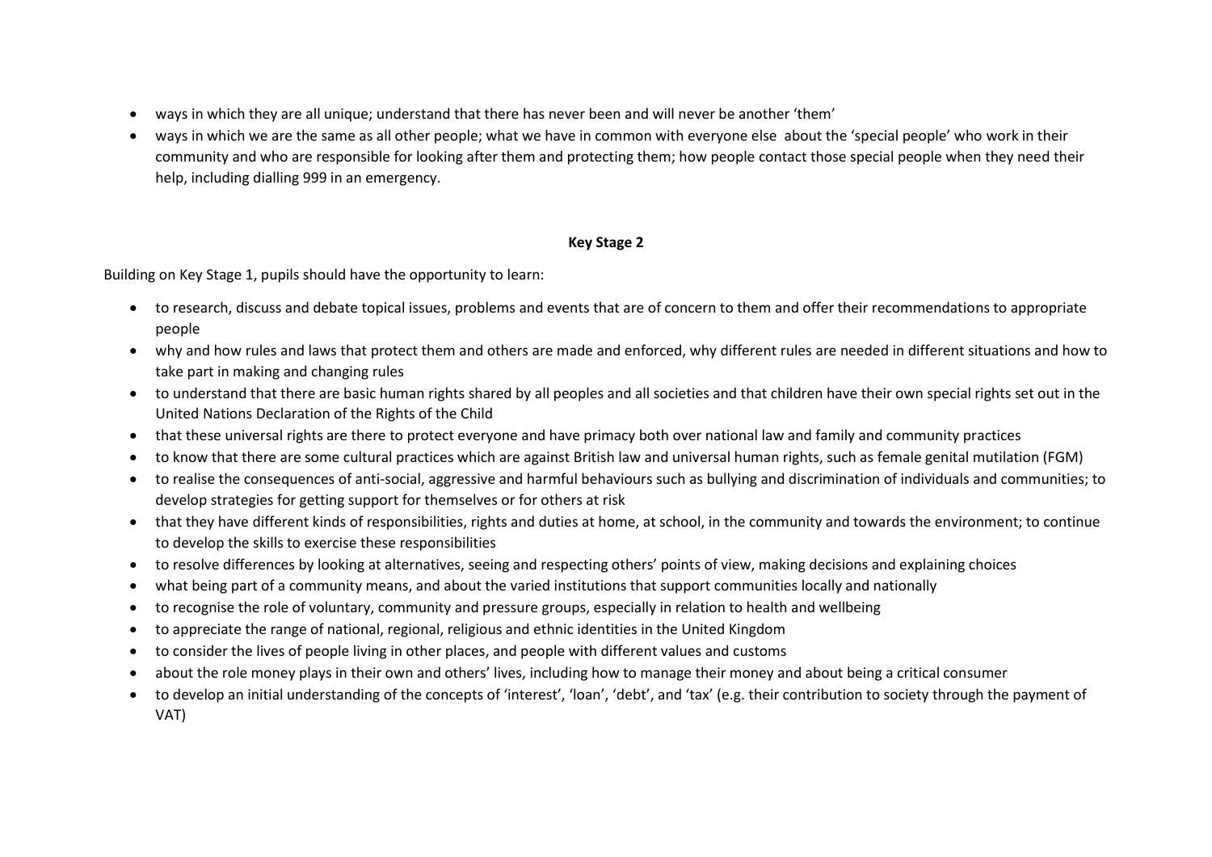- ways in which they are all unique; understand that there has never been and will never be another 'them'
- ways in which we are the same as all other people; what we have in common with everyone else about the 'special people' who work in their community and who are responsible for looking after them and protecting them; how people contact those special people when they need their help, including dialling 999 in an emergency.

**Key Stage 2**

Building on Key Stage 1, pupils should have the opportunity to learn:

- to research, discuss and debate topical issues, problems and events that are of concern to them and offer their recommendations to appropriate people
- why and how rules and laws that protect them and others are made and enforced, why different rules are needed in different situations and how to take part in making and changing rules
- to understand that there are basic human rights shared by all peoples and all societies and that children have their own special rights set out in the United Nations Declaration of the Rights of the Child
- that these universal rights are there to protect everyone and have primacy both over national law and family and community practices
- to know that there are some cultural practices which are against British law and universal human rights, such as female genital mutilation (FGM)
- to realise the consequences of anti-social, aggressive and harmful behaviours such as bullying and discrimination of individuals and communities; to develop strategies for getting support for themselves or for others at risk
- that they have different kinds of responsibilities, rights and duties at home, at school, in the community and towards the environment; to continue to develop the skills to exercise these responsibilities
- to resolve differences by looking at alternatives, seeing and respecting others' points of view, making decisions and explaining choices
- what being part of a community means, and about the varied institutions that support communities locally and nationally
- to recognise the role of voluntary, community and pressure groups, especially in relation to health and wellbeing
- to appreciate the range of national, regional, religious and ethnic identities in the United Kingdom
- to consider the lives of people living in other places, and people with different values and customs
- about the role money plays in their own and others' lives, including how to manage their money and about being a critical consumer
- to develop an initial understanding of the concepts of 'interest', 'loan', 'debt', and 'tax' (e.g. their contribution to society through the payment of VAT)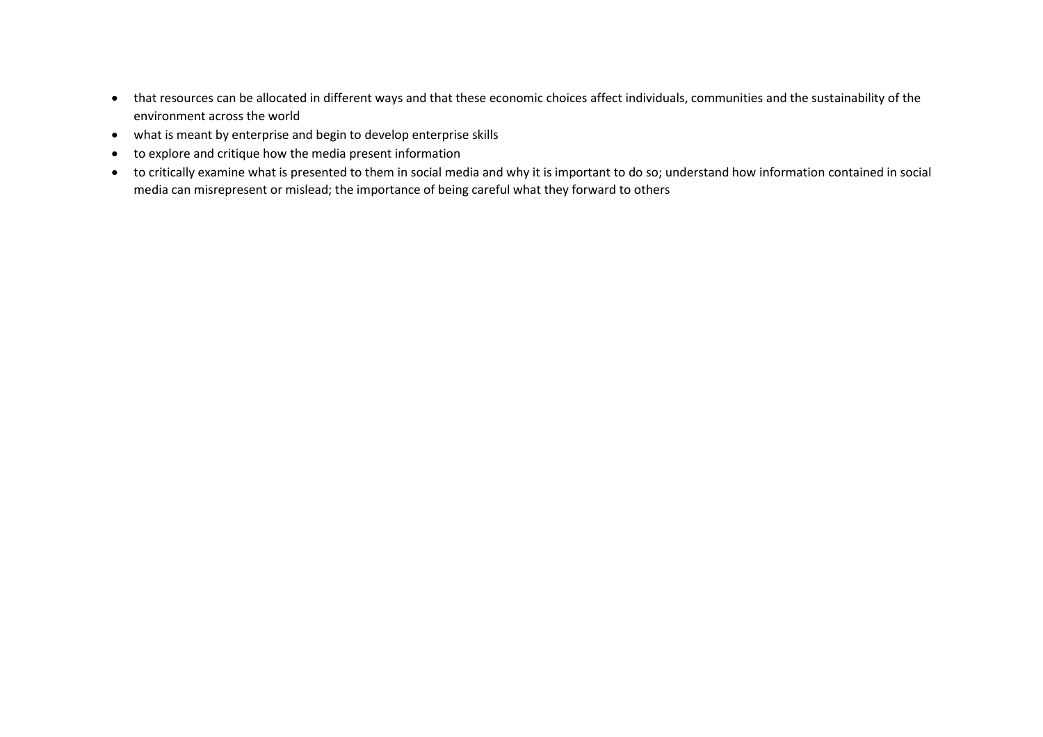- that resources can be allocated in different ways and that these economic choices affect individuals, communities and the sustainability of the environment across the world
- what is meant by enterprise and begin to develop enterprise skills
- to explore and critique how the media present information
- to critically examine what is presented to them in social media and why it is important to do so; understand how information contained in social media can misrepresent or mislead; the importance of being careful what they forward to others